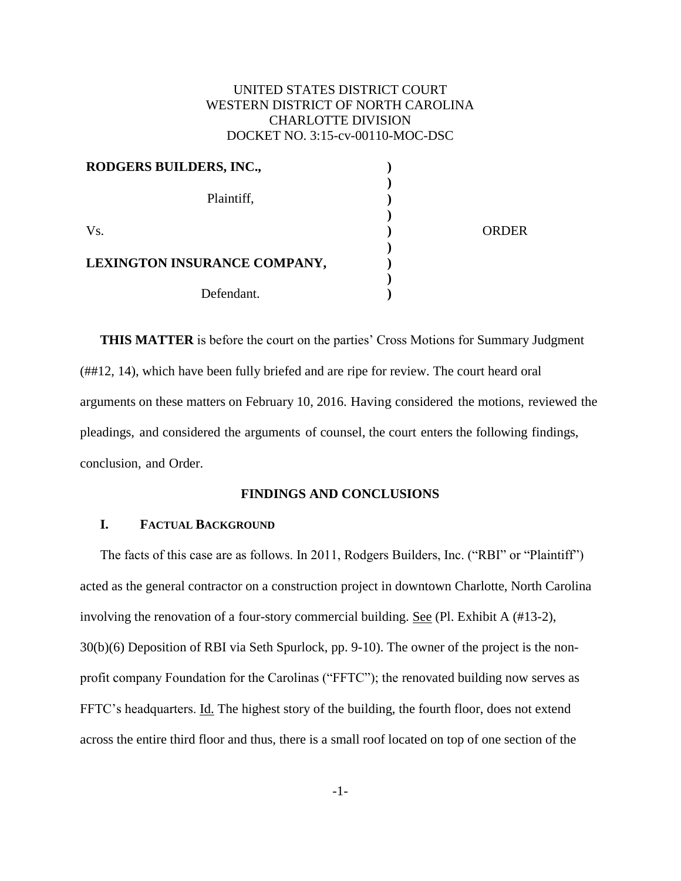UNITED STATES DISTRICT COURT
WESTERN DISTRICT OF NORTH CAROLINA
CHARLOTTE DIVISION
DOCKET NO. 3:15-cv-00110-MOC-DSC

| | | |
|---|---|---|
| **RODGERS BUILDERS, INC.,** | ) | |
| | ) | |
| Plaintiff, | ) | |
| | ) | |
| Vs. | ) | ORDER |
| | ) | |
| **LEXINGTON INSURANCE COMPANY,** | ) | |
| | ) | |
| Defendant. | ) | |

**THIS MATTER** is before the court on the parties' Cross Motions for Summary Judgment (##12, 14), which have been fully briefed and are ripe for review. The court heard oral arguments on these matters on February 10, 2016. Having considered the motions, reviewed the pleadings, and considered the arguments of counsel, the court enters the following findings, conclusion, and Order.

## FINDINGS AND CONCLUSIONS

### I. FACTUAL BACKGROUND

The facts of this case are as follows. In 2011, Rodgers Builders, Inc. ("RBI" or "Plaintiff") acted as the general contractor on a construction project in downtown Charlotte, North Carolina involving the renovation of a four-story commercial building. See (Pl. Exhibit A (#13-2), 30(b)(6) Deposition of RBI via Seth Spurlock, pp. 9-10). The owner of the project is the non-profit company Foundation for the Carolinas ("FFTC"); the renovated building now serves as FFTC's headquarters. Id. The highest story of the building, the fourth floor, does not extend across the entire third floor and thus, there is a small roof located on top of one section of the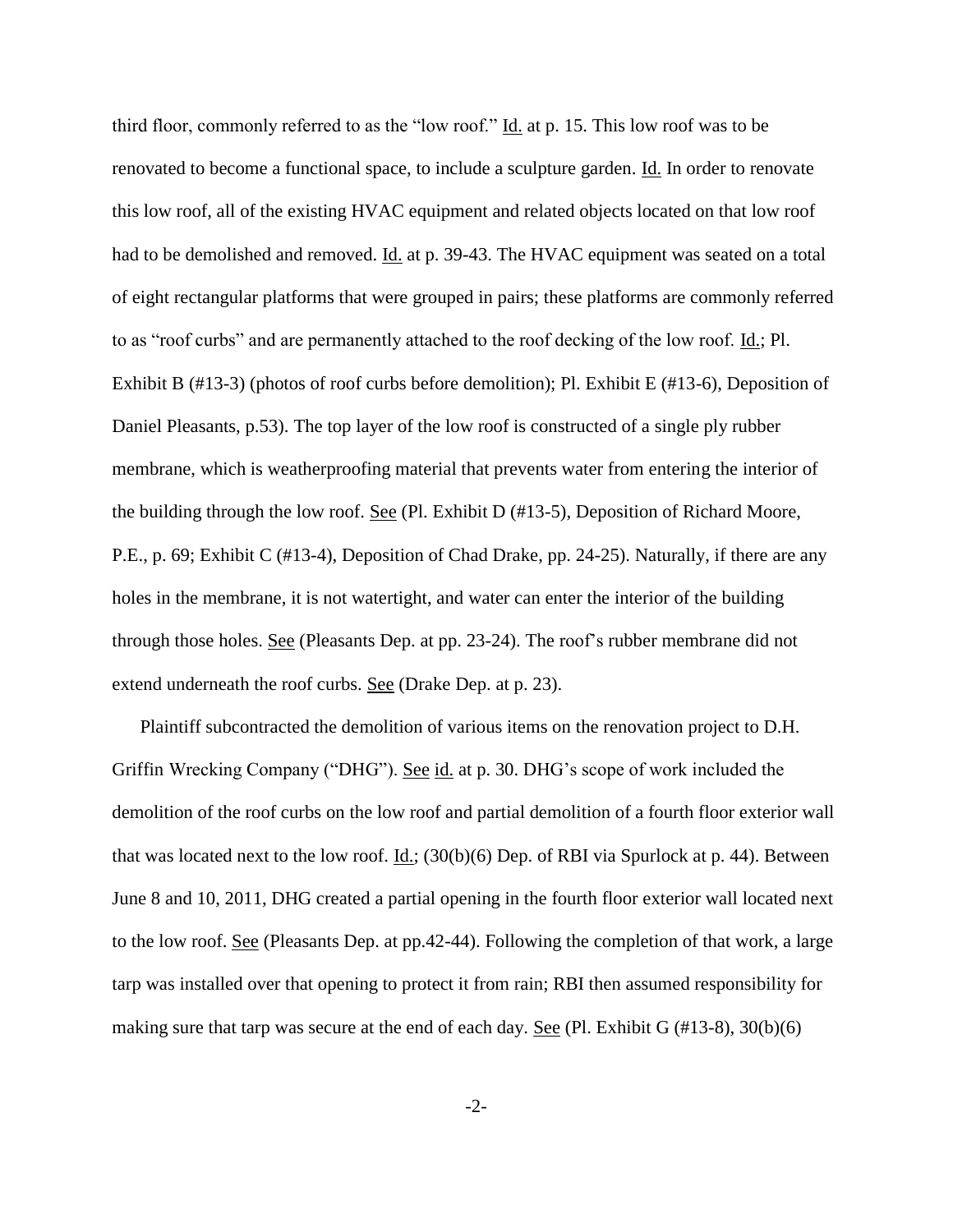third floor, commonly referred to as the "low roof." Id. at p. 15. This low roof was to be renovated to become a functional space, to include a sculpture garden. Id. In order to renovate this low roof, all of the existing HVAC equipment and related objects located on that low roof had to be demolished and removed. Id. at p. 39-43. The HVAC equipment was seated on a total of eight rectangular platforms that were grouped in pairs; these platforms are commonly referred to as "roof curbs" and are permanently attached to the roof decking of the low roof. Id.; Pl. Exhibit B (#13-3) (photos of roof curbs before demolition); Pl. Exhibit E (#13-6), Deposition of Daniel Pleasants, p.53). The top layer of the low roof is constructed of a single ply rubber membrane, which is weatherproofing material that prevents water from entering the interior of the building through the low roof. See (Pl. Exhibit D (#13-5), Deposition of Richard Moore, P.E., p. 69; Exhibit C (#13-4), Deposition of Chad Drake, pp. 24-25). Naturally, if there are any holes in the membrane, it is not watertight, and water can enter the interior of the building through those holes. See (Pleasants Dep. at pp. 23-24). The roof's rubber membrane did not extend underneath the roof curbs. See (Drake Dep. at p. 23).

Plaintiff subcontracted the demolition of various items on the renovation project to D.H. Griffin Wrecking Company ("DHG"). See id. at p. 30. DHG's scope of work included the demolition of the roof curbs on the low roof and partial demolition of a fourth floor exterior wall that was located next to the low roof. Id.; (30(b)(6) Dep. of RBI via Spurlock at p. 44). Between June 8 and 10, 2011, DHG created a partial opening in the fourth floor exterior wall located next to the low roof. See (Pleasants Dep. at pp.42-44). Following the completion of that work, a large tarp was installed over that opening to protect it from rain; RBI then assumed responsibility for making sure that tarp was secure at the end of each day. See (Pl. Exhibit G (#13-8), 30(b)(6)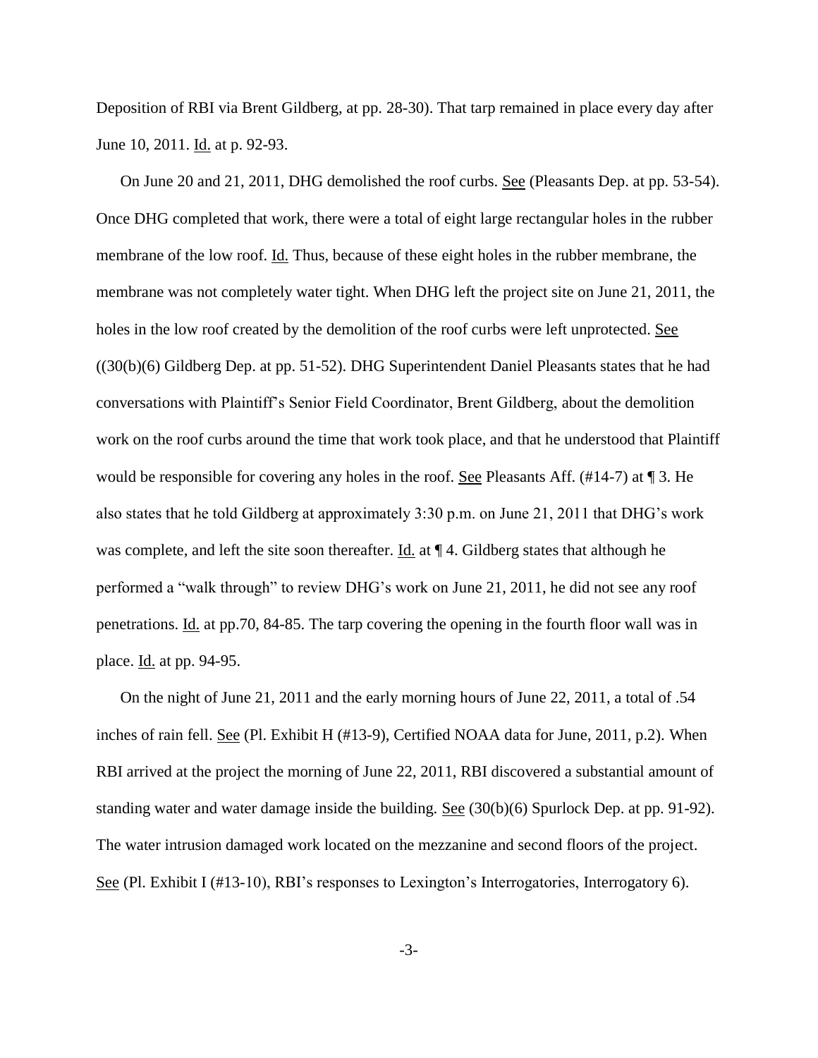Deposition of RBI via Brent Gildberg, at pp. 28-30). That tarp remained in place every day after June 10, 2011. Id. at p. 92-93.

On June 20 and 21, 2011, DHG demolished the roof curbs. See (Pleasants Dep. at pp. 53-54). Once DHG completed that work, there were a total of eight large rectangular holes in the rubber membrane of the low roof. Id. Thus, because of these eight holes in the rubber membrane, the membrane was not completely water tight. When DHG left the project site on June 21, 2011, the holes in the low roof created by the demolition of the roof curbs were left unprotected. See ((30(b)(6) Gildberg Dep. at pp. 51-52). DHG Superintendent Daniel Pleasants states that he had conversations with Plaintiff's Senior Field Coordinator, Brent Gildberg, about the demolition work on the roof curbs around the time that work took place, and that he understood that Plaintiff would be responsible for covering any holes in the roof. See Pleasants Aff. (#14-7) at ¶ 3. He also states that he told Gildberg at approximately 3:30 p.m. on June 21, 2011 that DHG's work was complete, and left the site soon thereafter. Id. at ¶ 4. Gildberg states that although he performed a "walk through" to review DHG's work on June 21, 2011, he did not see any roof penetrations. Id. at pp.70, 84-85. The tarp covering the opening in the fourth floor wall was in place. Id. at pp. 94-95.

On the night of June 21, 2011 and the early morning hours of June 22, 2011, a total of .54 inches of rain fell. See (Pl. Exhibit H (#13-9), Certified NOAA data for June, 2011, p.2). When RBI arrived at the project the morning of June 22, 2011, RBI discovered a substantial amount of standing water and water damage inside the building. See (30(b)(6) Spurlock Dep. at pp. 91-92). The water intrusion damaged work located on the mezzanine and second floors of the project. See (Pl. Exhibit I (#13-10), RBI's responses to Lexington's Interrogatories, Interrogatory 6).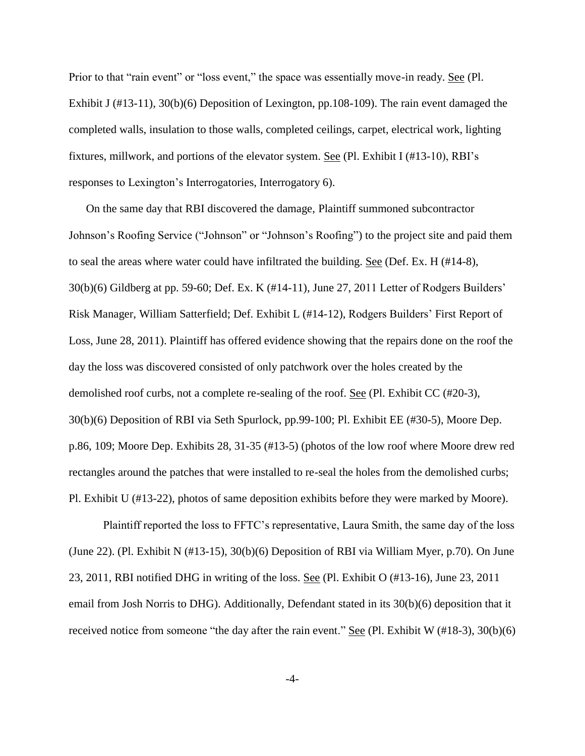Prior to that "rain event" or "loss event," the space was essentially move-in ready. See (Pl. Exhibit J (#13-11), 30(b)(6) Deposition of Lexington, pp.108-109). The rain event damaged the completed walls, insulation to those walls, completed ceilings, carpet, electrical work, lighting fixtures, millwork, and portions of the elevator system. See (Pl. Exhibit I (#13-10), RBI's responses to Lexington's Interrogatories, Interrogatory 6).

On the same day that RBI discovered the damage, Plaintiff summoned subcontractor Johnson's Roofing Service ("Johnson" or "Johnson's Roofing") to the project site and paid them to seal the areas where water could have infiltrated the building. See (Def. Ex. H (#14-8), 30(b)(6) Gildberg at pp. 59-60; Def. Ex. K (#14-11), June 27, 2011 Letter of Rodgers Builders' Risk Manager, William Satterfield; Def. Exhibit L (#14-12), Rodgers Builders' First Report of Loss, June 28, 2011). Plaintiff has offered evidence showing that the repairs done on the roof the day the loss was discovered consisted of only patchwork over the holes created by the demolished roof curbs, not a complete re-sealing of the roof. See (Pl. Exhibit CC (#20-3), 30(b)(6) Deposition of RBI via Seth Spurlock, pp.99-100; Pl. Exhibit EE (#30-5), Moore Dep. p.86, 109; Moore Dep. Exhibits 28, 31-35 (#13-5) (photos of the low roof where Moore drew red rectangles around the patches that were installed to re-seal the holes from the demolished curbs; Pl. Exhibit U (#13-22), photos of same deposition exhibits before they were marked by Moore).

Plaintiff reported the loss to FFTC's representative, Laura Smith, the same day of the loss (June 22). (Pl. Exhibit N (#13-15), 30(b)(6) Deposition of RBI via William Myer, p.70). On June 23, 2011, RBI notified DHG in writing of the loss. See (Pl. Exhibit O (#13-16), June 23, 2011 email from Josh Norris to DHG). Additionally, Defendant stated in its 30(b)(6) deposition that it received notice from someone "the day after the rain event." See (Pl. Exhibit W (#18-3), 30(b)(6)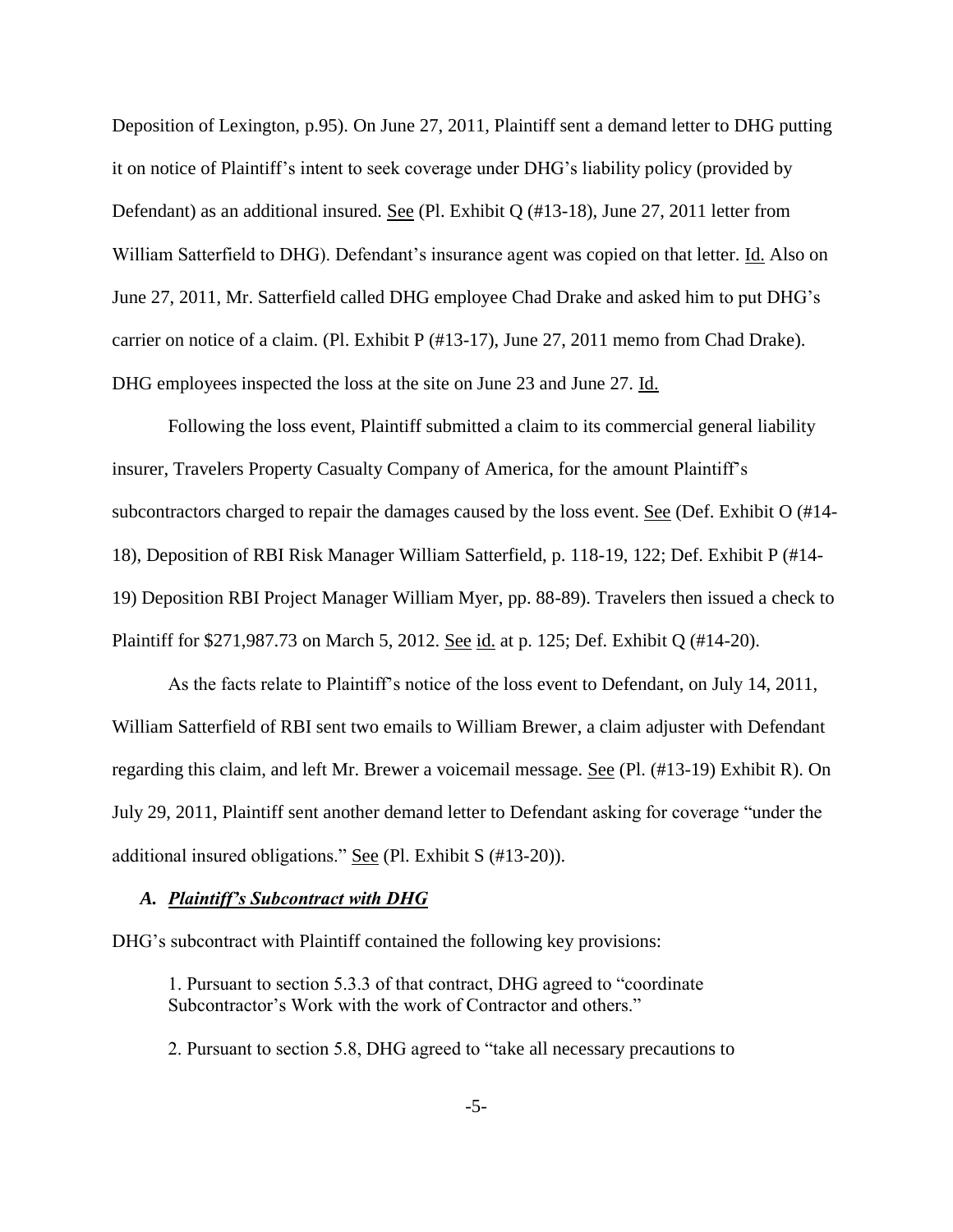Deposition of Lexington, p.95). On June 27, 2011, Plaintiff sent a demand letter to DHG putting it on notice of Plaintiff's intent to seek coverage under DHG's liability policy (provided by Defendant) as an additional insured. See (Pl. Exhibit Q (#13-18), June 27, 2011 letter from William Satterfield to DHG). Defendant's insurance agent was copied on that letter. Id. Also on June 27, 2011, Mr. Satterfield called DHG employee Chad Drake and asked him to put DHG's carrier on notice of a claim. (Pl. Exhibit P (#13-17), June 27, 2011 memo from Chad Drake). DHG employees inspected the loss at the site on June 23 and June 27. Id.

Following the loss event, Plaintiff submitted a claim to its commercial general liability insurer, Travelers Property Casualty Company of America, for the amount Plaintiff's subcontractors charged to repair the damages caused by the loss event. See (Def. Exhibit O (#14-18), Deposition of RBI Risk Manager William Satterfield, p. 118-19, 122; Def. Exhibit P (#14-19) Deposition RBI Project Manager William Myer, pp. 88-89). Travelers then issued a check to Plaintiff for $271,987.73 on March 5, 2012. See id. at p. 125; Def. Exhibit Q (#14-20).

As the facts relate to Plaintiff's notice of the loss event to Defendant, on July 14, 2011, William Satterfield of RBI sent two emails to William Brewer, a claim adjuster with Defendant regarding this claim, and left Mr. Brewer a voicemail message. See (Pl. (#13-19) Exhibit R). On July 29, 2011, Plaintiff sent another demand letter to Defendant asking for coverage "under the additional insured obligations." See (Pl. Exhibit S (#13-20)).

### *A. Plaintiff's Subcontract with DHG*

DHG's subcontract with Plaintiff contained the following key provisions:

1. Pursuant to section 5.3.3 of that contract, DHG agreed to "coordinate Subcontractor's Work with the work of Contractor and others."

2. Pursuant to section 5.8, DHG agreed to "take all necessary precautions to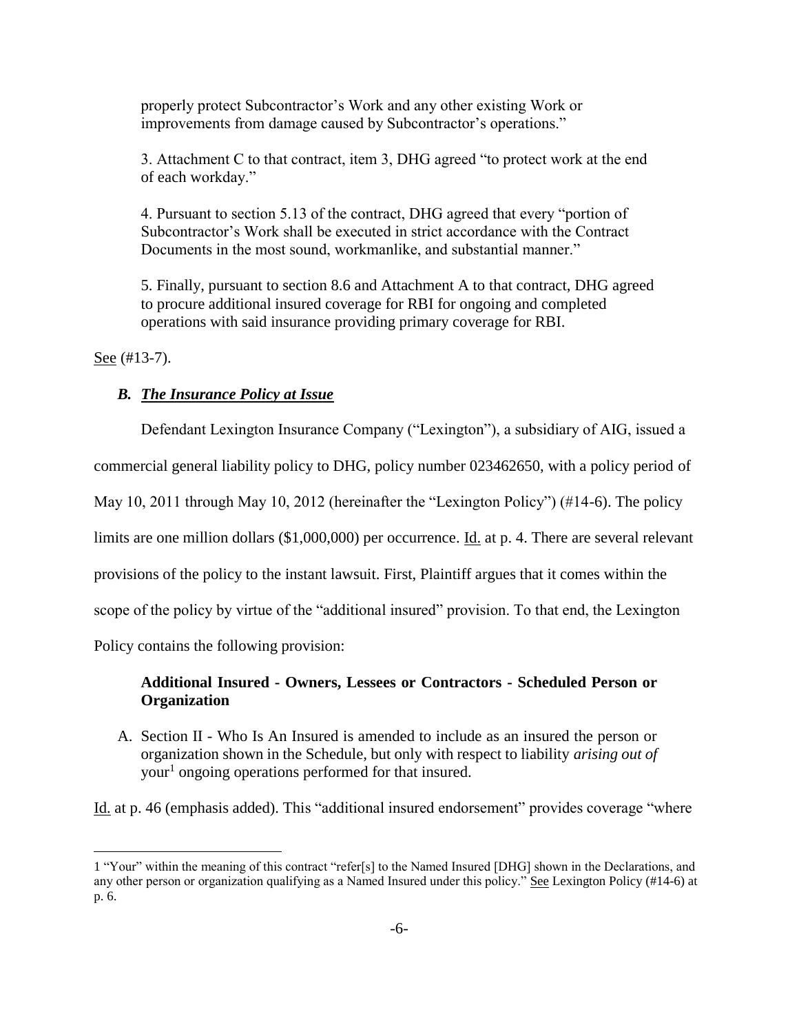properly protect Subcontractor's Work and any other existing Work or improvements from damage caused by Subcontractor's operations."

3. Attachment C to that contract, item 3, DHG agreed "to protect work at the end of each workday."

4. Pursuant to section 5.13 of the contract, DHG agreed that every "portion of Subcontractor's Work shall be executed in strict accordance with the Contract Documents in the most sound, workmanlike, and substantial manner."

5. Finally, pursuant to section 8.6 and Attachment A to that contract, DHG agreed to procure additional insured coverage for RBI for ongoing and completed operations with said insurance providing primary coverage for RBI.

See (#13-7).

### *B. The Insurance Policy at Issue*

Defendant Lexington Insurance Company ("Lexington"), a subsidiary of AIG, issued a commercial general liability policy to DHG, policy number 023462650, with a policy period of May 10, 2011 through May 10, 2012 (hereinafter the "Lexington Policy") (#14-6). The policy limits are one million dollars ($1,000,000) per occurrence. Id. at p. 4. There are several relevant provisions of the policy to the instant lawsuit. First, Plaintiff argues that it comes within the scope of the policy by virtue of the "additional insured" provision. To that end, the Lexington Policy contains the following provision:

**Additional Insured - Owners, Lessees or Contractors - Scheduled Person or Organization**

A. Section II - Who Is An Insured is amended to include as an insured the person or organization shown in the Schedule, but only with respect to liability *arising out of* your[1] ongoing operations performed for that insured.

Id. at p. 46 (emphasis added). This "additional insured endorsement" provides coverage "where

[1] "Your" within the meaning of this contract "refer[s] to the Named Insured [DHG] shown in the Declarations, and any other person or organization qualifying as a Named Insured under this policy." See Lexington Policy (#14-6) at p. 6.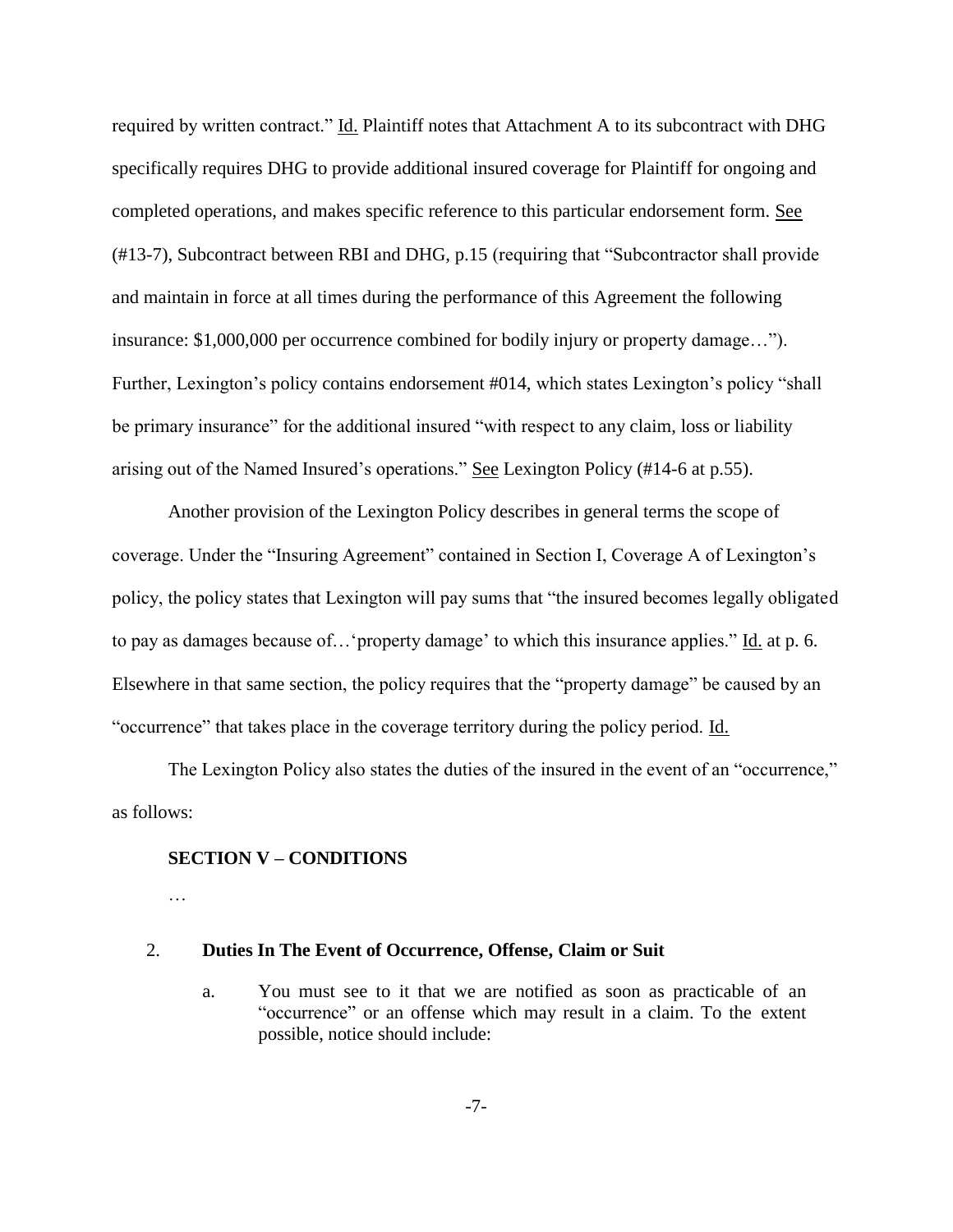required by written contract." Id. Plaintiff notes that Attachment A to its subcontract with DHG specifically requires DHG to provide additional insured coverage for Plaintiff for ongoing and completed operations, and makes specific reference to this particular endorsement form. See (#13-7), Subcontract between RBI and DHG, p.15 (requiring that "Subcontractor shall provide and maintain in force at all times during the performance of this Agreement the following insurance: $1,000,000 per occurrence combined for bodily injury or property damage…"). Further, Lexington's policy contains endorsement #014, which states Lexington's policy "shall be primary insurance" for the additional insured "with respect to any claim, loss or liability arising out of the Named Insured's operations." See Lexington Policy (#14-6 at p.55).

Another provision of the Lexington Policy describes in general terms the scope of coverage. Under the "Insuring Agreement" contained in Section I, Coverage A of Lexington's policy, the policy states that Lexington will pay sums that "the insured becomes legally obligated to pay as damages because of…'property damage' to which this insurance applies." Id. at p. 6. Elsewhere in that same section, the policy requires that the "property damage" be caused by an "occurrence" that takes place in the coverage territory during the policy period. Id.

The Lexington Policy also states the duties of the insured in the event of an "occurrence," as follows:

> **SECTION V – CONDITIONS**
>
> …
>
> 2. **Duties In The Event of Occurrence, Offense, Claim or Suit**
>
>    a. You must see to it that we are notified as soon as practicable of an "occurrence" or an offense which may result in a claim. To the extent possible, notice should include: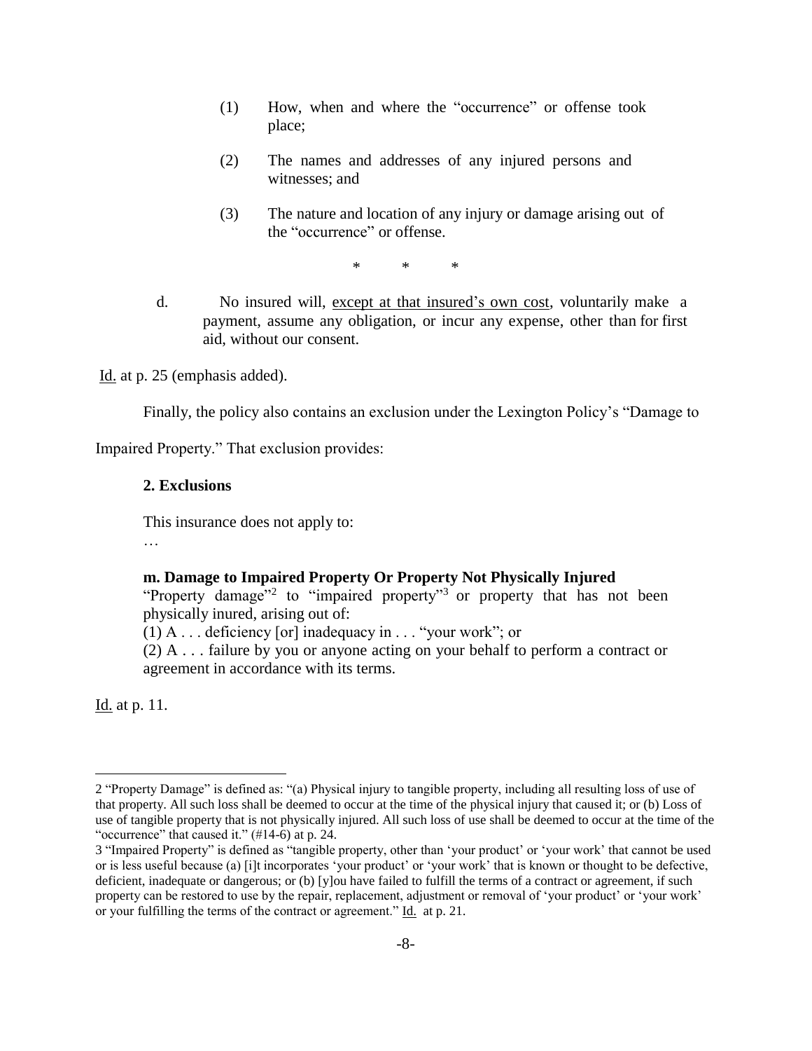(1) How, when and where the "occurrence" or offense took place;

(2) The names and addresses of any injured persons and witnesses; and

(3) The nature and location of any injury or damage arising out of the "occurrence" or offense.

\* \* \*

d. No insured will, <u>except at that insured's own cost</u>, voluntarily make a payment, assume any obligation, or incur any expense, other than for first aid, without our consent.

<u>Id.</u> at p. 25 (emphasis added).

Finally, the policy also contains an exclusion under the Lexington Policy's "Damage to Impaired Property." That exclusion provides:

> **2. Exclusions**
>
> This insurance does not apply to:
>
> …
>
> **m. Damage to Impaired Property Or Property Not Physically Injured**
>
> "Property damage"[2] to "impaired property"[3] or property that has not been physically inured, arising out of:
>
> (1) A . . . deficiency [or] inadequacy in . . . "your work"; or
>
> (2) A . . . failure by you or anyone acting on your behalf to perform a contract or agreement in accordance with its terms.

<u>Id.</u> at p. 11.

---

2 "Property Damage" is defined as: "(a) Physical injury to tangible property, including all resulting loss of use of that property. All such loss shall be deemed to occur at the time of the physical injury that caused it; or (b) Loss of use of tangible property that is not physically injured. All such loss of use shall be deemed to occur at the time of the "occurrence" that caused it." (#14-6) at p. 24.

3 "Impaired Property" is defined as "tangible property, other than 'your product' or 'your work' that cannot be used or is less useful because (a) [i]t incorporates 'your product' or 'your work' that is known or thought to be defective, deficient, inadequate or dangerous; or (b) [y]ou have failed to fulfill the terms of a contract or agreement, if such property can be restored to use by the repair, replacement, adjustment or removal of 'your product' or 'your work' or your fulfilling the terms of the contract or agreement." <u>Id.</u> at p. 21.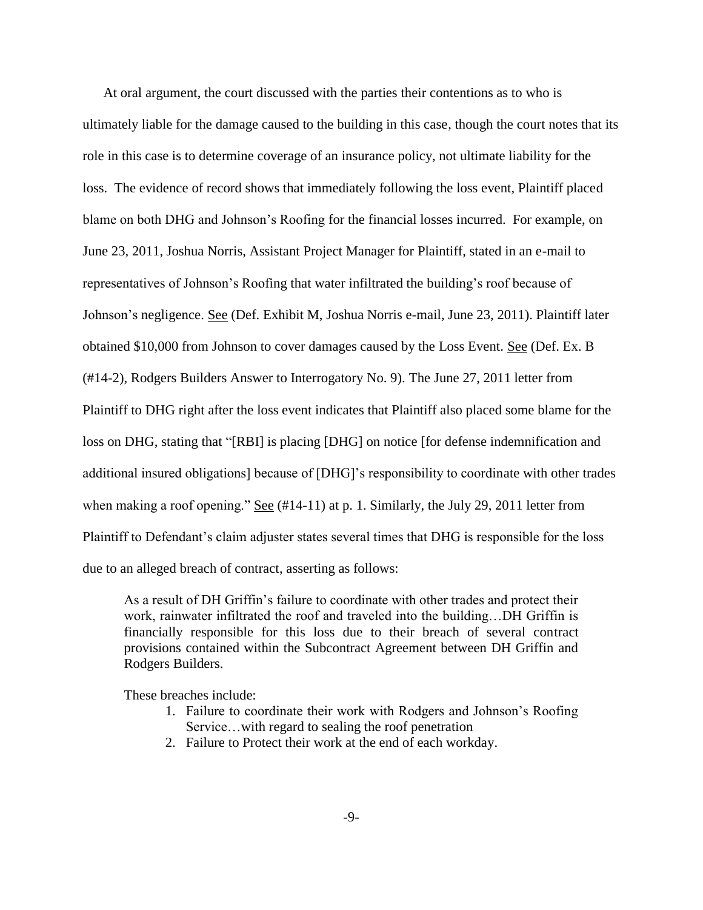At oral argument, the court discussed with the parties their contentions as to who is ultimately liable for the damage caused to the building in this case, though the court notes that its role in this case is to determine coverage of an insurance policy, not ultimate liability for the loss. The evidence of record shows that immediately following the loss event, Plaintiff placed blame on both DHG and Johnson's Roofing for the financial losses incurred. For example, on June 23, 2011, Joshua Norris, Assistant Project Manager for Plaintiff, stated in an e-mail to representatives of Johnson's Roofing that water infiltrated the building's roof because of Johnson's negligence. See (Def. Exhibit M, Joshua Norris e-mail, June 23, 2011). Plaintiff later obtained $10,000 from Johnson to cover damages caused by the Loss Event. See (Def. Ex. B (#14-2), Rodgers Builders Answer to Interrogatory No. 9). The June 27, 2011 letter from Plaintiff to DHG right after the loss event indicates that Plaintiff also placed some blame for the loss on DHG, stating that "[RBI] is placing [DHG] on notice [for defense indemnification and additional insured obligations] because of [DHG]'s responsibility to coordinate with other trades when making a roof opening." See (#14-11) at p. 1. Similarly, the July 29, 2011 letter from Plaintiff to Defendant's claim adjuster states several times that DHG is responsible for the loss due to an alleged breach of contract, asserting as follows:

> As a result of DH Griffin's failure to coordinate with other trades and protect their work, rainwater infiltrated the roof and traveled into the building…DH Griffin is financially responsible for this loss due to their breach of several contract provisions contained within the Subcontract Agreement between DH Griffin and Rodgers Builders.
>
> These breaches include:
>
> 1. Failure to coordinate their work with Rodgers and Johnson's Roofing Service…with regard to sealing the roof penetration
> 2. Failure to Protect their work at the end of each workday.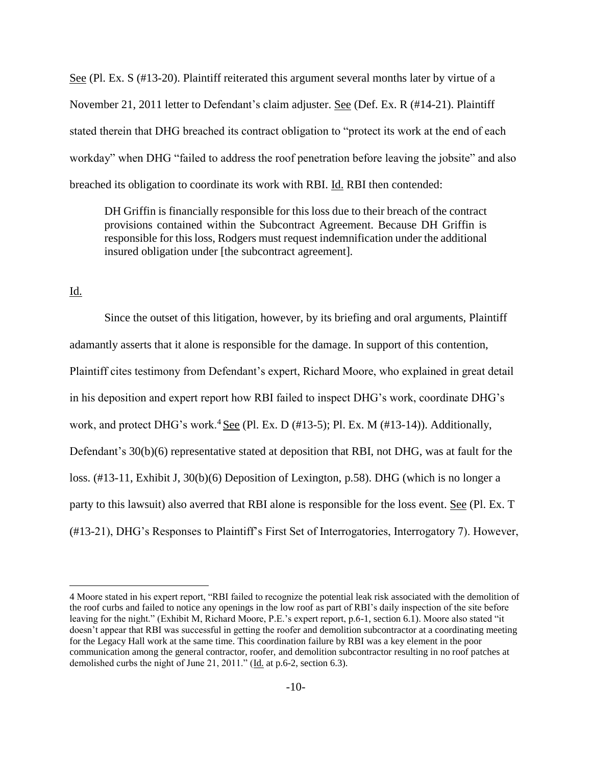See (Pl. Ex. S (#13-20). Plaintiff reiterated this argument several months later by virtue of a November 21, 2011 letter to Defendant's claim adjuster. See (Def. Ex. R (#14-21). Plaintiff stated therein that DHG breached its contract obligation to "protect its work at the end of each workday" when DHG "failed to address the roof penetration before leaving the jobsite" and also breached its obligation to coordinate its work with RBI. Id. RBI then contended:

> DH Griffin is financially responsible for this loss due to their breach of the contract provisions contained within the Subcontract Agreement. Because DH Griffin is responsible for this loss, Rodgers must request indemnification under the additional insured obligation under [the subcontract agreement].

Id.

Since the outset of this litigation, however, by its briefing and oral arguments, Plaintiff adamantly asserts that it alone is responsible for the damage. In support of this contention, Plaintiff cites testimony from Defendant's expert, Richard Moore, who explained in great detail in his deposition and expert report how RBI failed to inspect DHG's work, coordinate DHG's work, and protect DHG's work.[4] See (Pl. Ex. D (#13-5); Pl. Ex. M (#13-14)). Additionally, Defendant's 30(b)(6) representative stated at deposition that RBI, not DHG, was at fault for the loss. (#13-11, Exhibit J, 30(b)(6) Deposition of Lexington, p.58). DHG (which is no longer a party to this lawsuit) also averred that RBI alone is responsible for the loss event. See (Pl. Ex. T (#13-21), DHG's Responses to Plaintiff's First Set of Interrogatories, Interrogatory 7). However,

---

4 Moore stated in his expert report, "RBI failed to recognize the potential leak risk associated with the demolition of the roof curbs and failed to notice any openings in the low roof as part of RBI's daily inspection of the site before leaving for the night." (Exhibit M, Richard Moore, P.E.'s expert report, p.6-1, section 6.1). Moore also stated "it doesn't appear that RBI was successful in getting the roofer and demolition subcontractor at a coordinating meeting for the Legacy Hall work at the same time. This coordination failure by RBI was a key element in the poor communication among the general contractor, roofer, and demolition subcontractor resulting in no roof patches at demolished curbs the night of June 21, 2011." (Id. at p.6-2, section 6.3).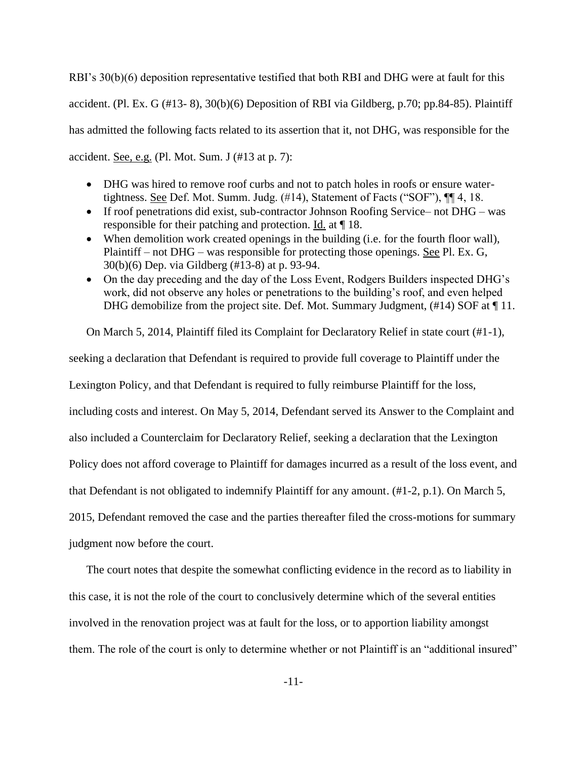RBI's 30(b)(6) deposition representative testified that both RBI and DHG were at fault for this accident. (Pl. Ex. G (#13- 8), 30(b)(6) Deposition of RBI via Gildberg, p.70; pp.84-85). Plaintiff has admitted the following facts related to its assertion that it, not DHG, was responsible for the accident. See, e.g. (Pl. Mot. Sum. J (#13 at p. 7):

- DHG was hired to remove roof curbs and not to patch holes in roofs or ensure water-tightness. See Def. Mot. Summ. Judg. (#14), Statement of Facts ("SOF"), ¶¶ 4, 18.
- If roof penetrations did exist, sub-contractor Johnson Roofing Service– not DHG – was responsible for their patching and protection. Id. at ¶ 18.
- When demolition work created openings in the building (i.e. for the fourth floor wall), Plaintiff – not DHG – was responsible for protecting those openings. See Pl. Ex. G, 30(b)(6) Dep. via Gildberg (#13-8) at p. 93-94.
- On the day preceding and the day of the Loss Event, Rodgers Builders inspected DHG's work, did not observe any holes or penetrations to the building's roof, and even helped DHG demobilize from the project site. Def. Mot. Summary Judgment, (#14) SOF at ¶ 11.

On March 5, 2014, Plaintiff filed its Complaint for Declaratory Relief in state court (#1-1), seeking a declaration that Defendant is required to provide full coverage to Plaintiff under the Lexington Policy, and that Defendant is required to fully reimburse Plaintiff for the loss, including costs and interest. On May 5, 2014, Defendant served its Answer to the Complaint and also included a Counterclaim for Declaratory Relief, seeking a declaration that the Lexington Policy does not afford coverage to Plaintiff for damages incurred as a result of the loss event, and that Defendant is not obligated to indemnify Plaintiff for any amount. (#1-2, p.1). On March 5, 2015, Defendant removed the case and the parties thereafter filed the cross-motions for summary judgment now before the court.

The court notes that despite the somewhat conflicting evidence in the record as to liability in this case, it is not the role of the court to conclusively determine which of the several entities involved in the renovation project was at fault for the loss, or to apportion liability amongst them. The role of the court is only to determine whether or not Plaintiff is an "additional insured"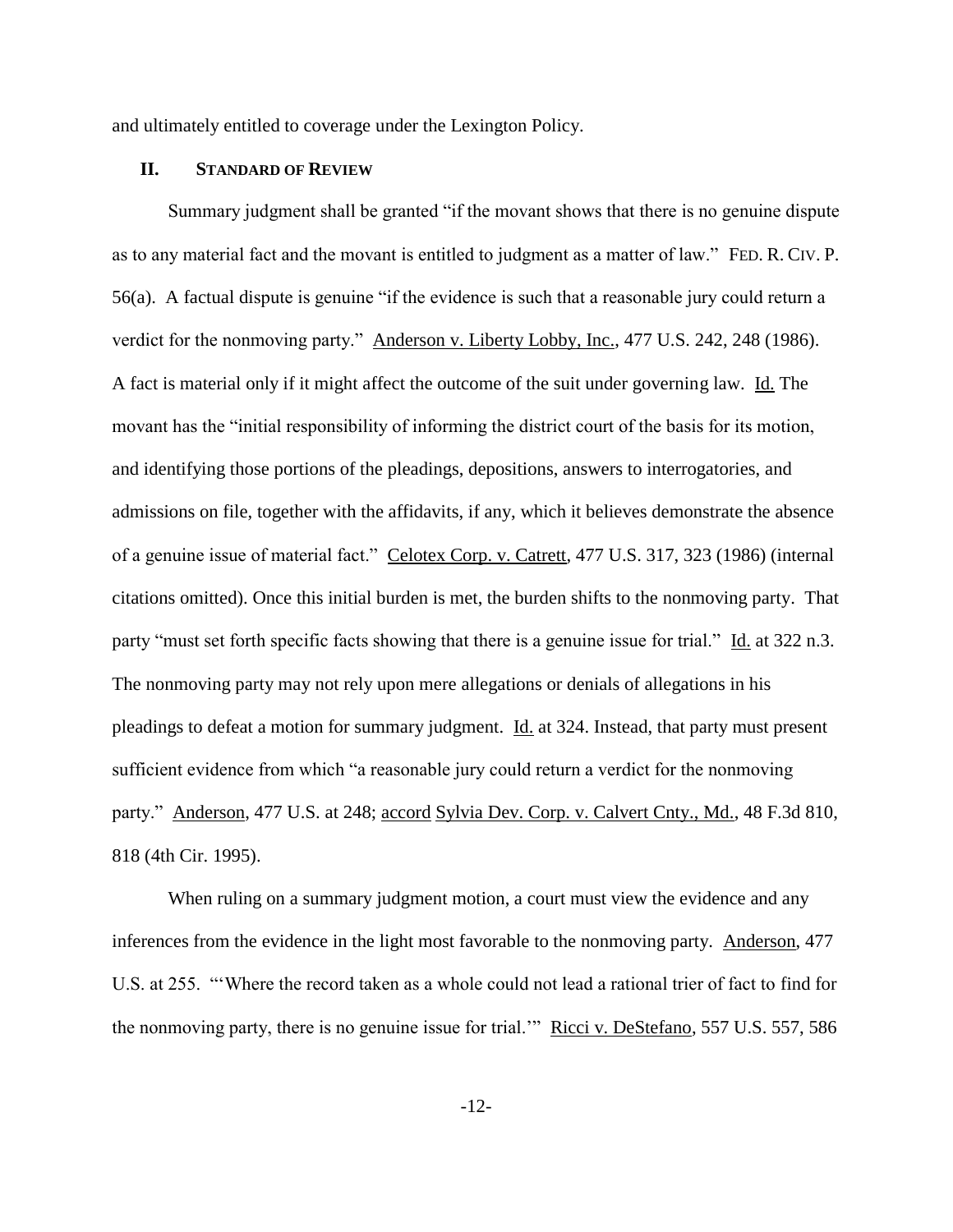and ultimately entitled to coverage under the Lexington Policy.

## II. STANDARD OF REVIEW

Summary judgment shall be granted "if the movant shows that there is no genuine dispute as to any material fact and the movant is entitled to judgment as a matter of law." FED. R. CIV. P. 56(a). A factual dispute is genuine "if the evidence is such that a reasonable jury could return a verdict for the nonmoving party." Anderson v. Liberty Lobby, Inc., 477 U.S. 242, 248 (1986). A fact is material only if it might affect the outcome of the suit under governing law. Id. The movant has the "initial responsibility of informing the district court of the basis for its motion, and identifying those portions of the pleadings, depositions, answers to interrogatories, and admissions on file, together with the affidavits, if any, which it believes demonstrate the absence of a genuine issue of material fact." Celotex Corp. v. Catrett, 477 U.S. 317, 323 (1986) (internal citations omitted). Once this initial burden is met, the burden shifts to the nonmoving party. That party "must set forth specific facts showing that there is a genuine issue for trial." Id. at 322 n.3. The nonmoving party may not rely upon mere allegations or denials of allegations in his pleadings to defeat a motion for summary judgment. Id. at 324. Instead, that party must present sufficient evidence from which "a reasonable jury could return a verdict for the nonmoving party." Anderson, 477 U.S. at 248; accord Sylvia Dev. Corp. v. Calvert Cnty., Md., 48 F.3d 810, 818 (4th Cir. 1995).

When ruling on a summary judgment motion, a court must view the evidence and any inferences from the evidence in the light most favorable to the nonmoving party. Anderson, 477 U.S. at 255. "'Where the record taken as a whole could not lead a rational trier of fact to find for the nonmoving party, there is no genuine issue for trial.'" Ricci v. DeStefano, 557 U.S. 557, 586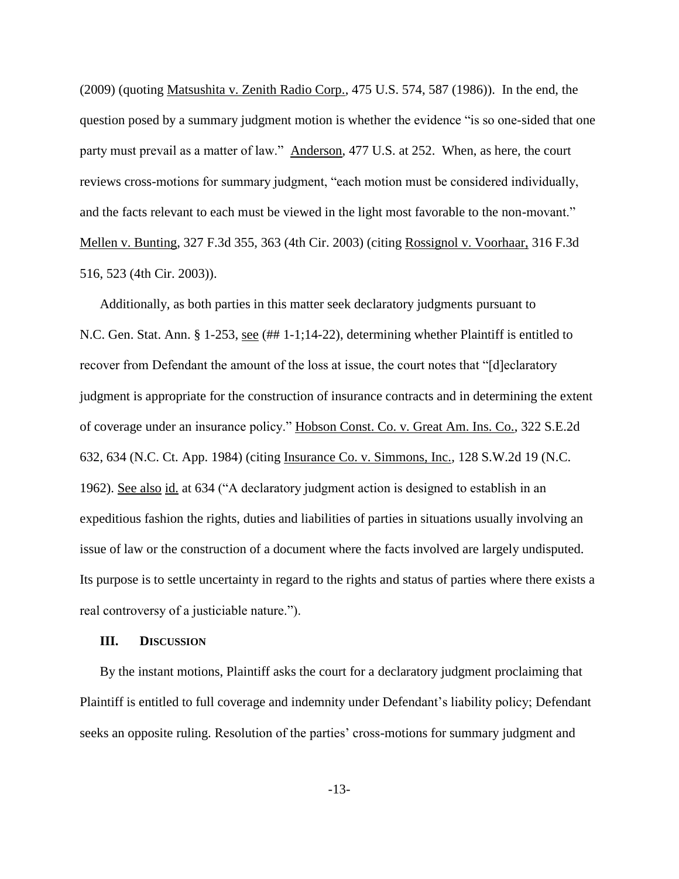(2009) (quoting Matsushita v. Zenith Radio Corp., 475 U.S. 574, 587 (1986)). In the end, the question posed by a summary judgment motion is whether the evidence "is so one-sided that one party must prevail as a matter of law." Anderson, 477 U.S. at 252. When, as here, the court reviews cross-motions for summary judgment, "each motion must be considered individually, and the facts relevant to each must be viewed in the light most favorable to the non-movant." Mellen v. Bunting, 327 F.3d 355, 363 (4th Cir. 2003) (citing Rossignol v. Voorhaar, 316 F.3d 516, 523 (4th Cir. 2003)).

Additionally, as both parties in this matter seek declaratory judgments pursuant to N.C. Gen. Stat. Ann. § 1-253, see (## 1-1;14-22), determining whether Plaintiff is entitled to recover from Defendant the amount of the loss at issue, the court notes that "[d]eclaratory judgment is appropriate for the construction of insurance contracts and in determining the extent of coverage under an insurance policy." Hobson Const. Co. v. Great Am. Ins. Co., 322 S.E.2d 632, 634 (N.C. Ct. App. 1984) (citing Insurance Co. v. Simmons, Inc., 128 S.W.2d 19 (N.C. 1962). See also id. at 634 ("A declaratory judgment action is designed to establish in an expeditious fashion the rights, duties and liabilities of parties in situations usually involving an issue of law or the construction of a document where the facts involved are largely undisputed. Its purpose is to settle uncertainty in regard to the rights and status of parties where there exists a real controversy of a justiciable nature.").

## III. Discussion

By the instant motions, Plaintiff asks the court for a declaratory judgment proclaiming that Plaintiff is entitled to full coverage and indemnity under Defendant's liability policy; Defendant seeks an opposite ruling. Resolution of the parties' cross-motions for summary judgment and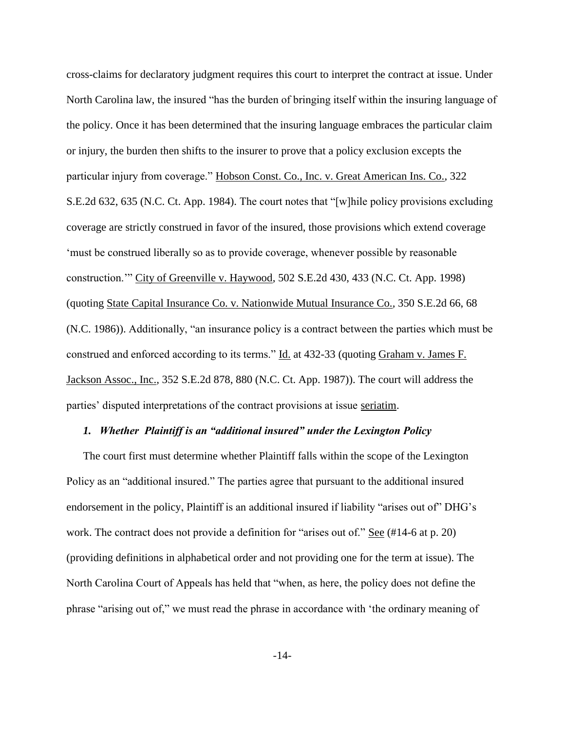cross-claims for declaratory judgment requires this court to interpret the contract at issue. Under North Carolina law, the insured "has the burden of bringing itself within the insuring language of the policy. Once it has been determined that the insuring language embraces the particular claim or injury, the burden then shifts to the insurer to prove that a policy exclusion excepts the particular injury from coverage." Hobson Const. Co., Inc. v. Great American Ins. Co., 322 S.E.2d 632, 635 (N.C. Ct. App. 1984). The court notes that "[w]hile policy provisions excluding coverage are strictly construed in favor of the insured, those provisions which extend coverage 'must be construed liberally so as to provide coverage, whenever possible by reasonable construction.'" City of Greenville v. Haywood, 502 S.E.2d 430, 433 (N.C. Ct. App. 1998) (quoting State Capital Insurance Co. v. Nationwide Mutual Insurance Co., 350 S.E.2d 66, 68 (N.C. 1986)). Additionally, "an insurance policy is a contract between the parties which must be construed and enforced according to its terms." Id. at 432-33 (quoting Graham v. James F. Jackson Assoc., Inc., 352 S.E.2d 878, 880 (N.C. Ct. App. 1987)). The court will address the parties' disputed interpretations of the contract provisions at issue seriatim.

### *1. Whether Plaintiff is an "additional insured" under the Lexington Policy*

The court first must determine whether Plaintiff falls within the scope of the Lexington Policy as an "additional insured." The parties agree that pursuant to the additional insured endorsement in the policy, Plaintiff is an additional insured if liability "arises out of" DHG's work. The contract does not provide a definition for "arises out of." See (#14-6 at p. 20) (providing definitions in alphabetical order and not providing one for the term at issue). The North Carolina Court of Appeals has held that "when, as here, the policy does not define the phrase "arising out of," we must read the phrase in accordance with 'the ordinary meaning of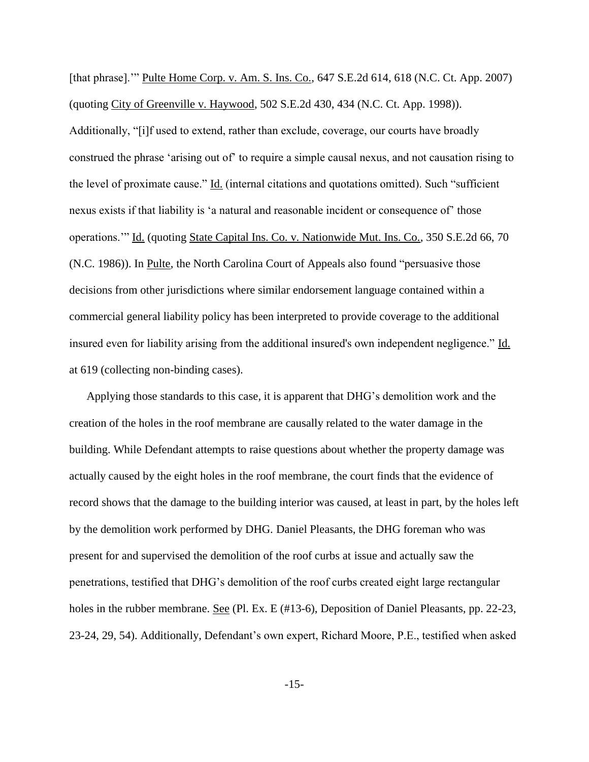[that phrase].'" Pulte Home Corp. v. Am. S. Ins. Co., 647 S.E.2d 614, 618 (N.C. Ct. App. 2007) (quoting City of Greenville v. Haywood, 502 S.E.2d 430, 434 (N.C. Ct. App. 1998)). Additionally, "[i]f used to extend, rather than exclude, coverage, our courts have broadly construed the phrase 'arising out of' to require a simple causal nexus, and not causation rising to the level of proximate cause." Id. (internal citations and quotations omitted). Such "sufficient nexus exists if that liability is 'a natural and reasonable incident or consequence of' those operations.'" Id. (quoting State Capital Ins. Co. v. Nationwide Mut. Ins. Co., 350 S.E.2d 66, 70 (N.C. 1986)). In Pulte, the North Carolina Court of Appeals also found "persuasive those decisions from other jurisdictions where similar endorsement language contained within a commercial general liability policy has been interpreted to provide coverage to the additional insured even for liability arising from the additional insured's own independent negligence." Id. at 619 (collecting non-binding cases).

Applying those standards to this case, it is apparent that DHG's demolition work and the creation of the holes in the roof membrane are causally related to the water damage in the building. While Defendant attempts to raise questions about whether the property damage was actually caused by the eight holes in the roof membrane, the court finds that the evidence of record shows that the damage to the building interior was caused, at least in part, by the holes left by the demolition work performed by DHG. Daniel Pleasants, the DHG foreman who was present for and supervised the demolition of the roof curbs at issue and actually saw the penetrations, testified that DHG's demolition of the roof curbs created eight large rectangular holes in the rubber membrane. See (Pl. Ex. E (#13-6), Deposition of Daniel Pleasants, pp. 22-23, 23-24, 29, 54). Additionally, Defendant's own expert, Richard Moore, P.E., testified when asked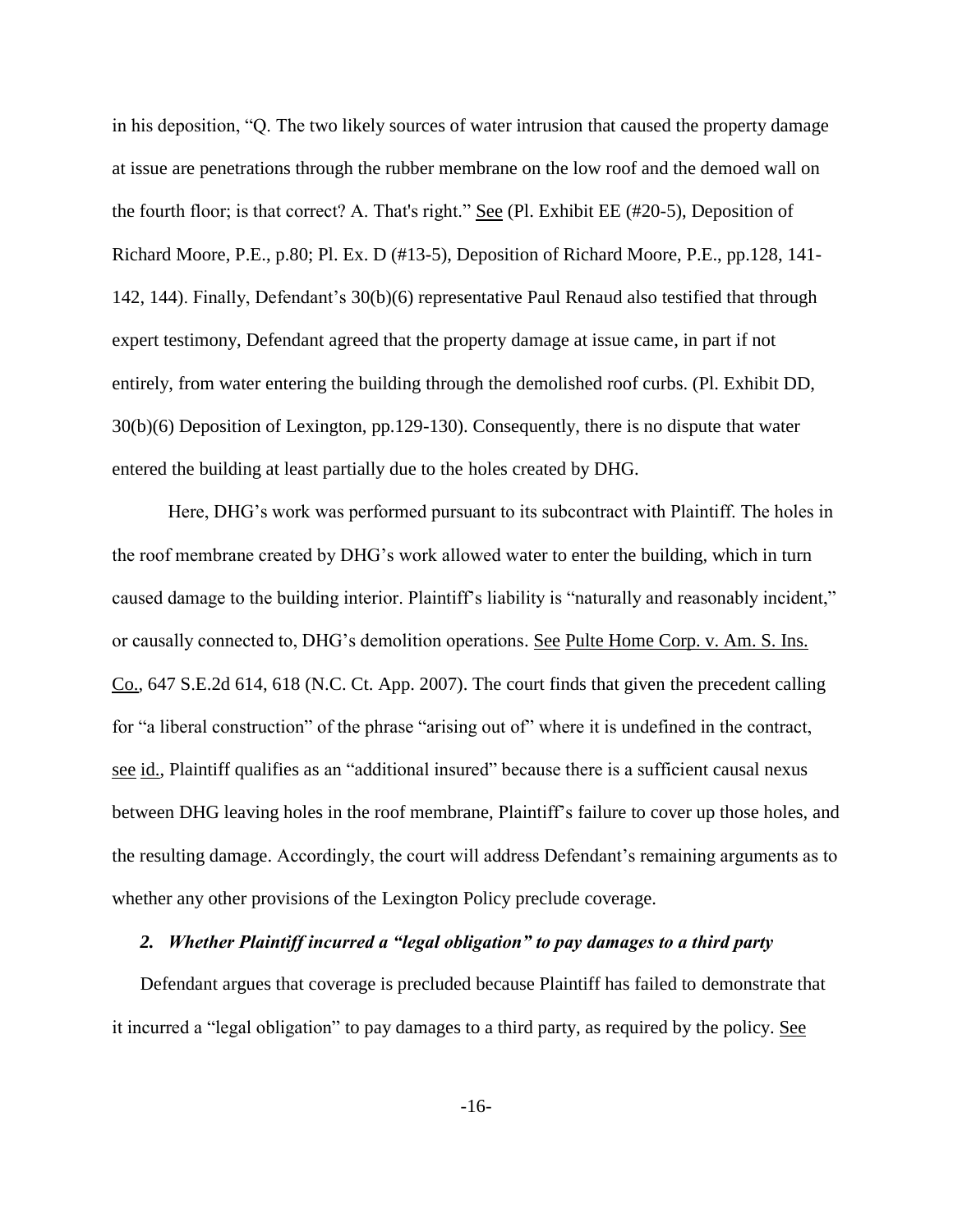in his deposition, "Q. The two likely sources of water intrusion that caused the property damage at issue are penetrations through the rubber membrane on the low roof and the demoed wall on the fourth floor; is that correct? A. That's right." See (Pl. Exhibit EE (#20-5), Deposition of Richard Moore, P.E., p.80; Pl. Ex. D (#13-5), Deposition of Richard Moore, P.E., pp.128, 141-142, 144). Finally, Defendant's 30(b)(6) representative Paul Renaud also testified that through expert testimony, Defendant agreed that the property damage at issue came, in part if not entirely, from water entering the building through the demolished roof curbs. (Pl. Exhibit DD, 30(b)(6) Deposition of Lexington, pp.129-130). Consequently, there is no dispute that water entered the building at least partially due to the holes created by DHG.

Here, DHG's work was performed pursuant to its subcontract with Plaintiff. The holes in the roof membrane created by DHG's work allowed water to enter the building, which in turn caused damage to the building interior. Plaintiff's liability is "naturally and reasonably incident," or causally connected to, DHG's demolition operations. See Pulte Home Corp. v. Am. S. Ins. Co., 647 S.E.2d 614, 618 (N.C. Ct. App. 2007). The court finds that given the precedent calling for "a liberal construction" of the phrase "arising out of" where it is undefined in the contract, see id., Plaintiff qualifies as an "additional insured" because there is a sufficient causal nexus between DHG leaving holes in the roof membrane, Plaintiff's failure to cover up those holes, and the resulting damage. Accordingly, the court will address Defendant's remaining arguments as to whether any other provisions of the Lexington Policy preclude coverage.

### *2. Whether Plaintiff incurred a "legal obligation" to pay damages to a third party*

Defendant argues that coverage is precluded because Plaintiff has failed to demonstrate that it incurred a "legal obligation" to pay damages to a third party, as required by the policy. See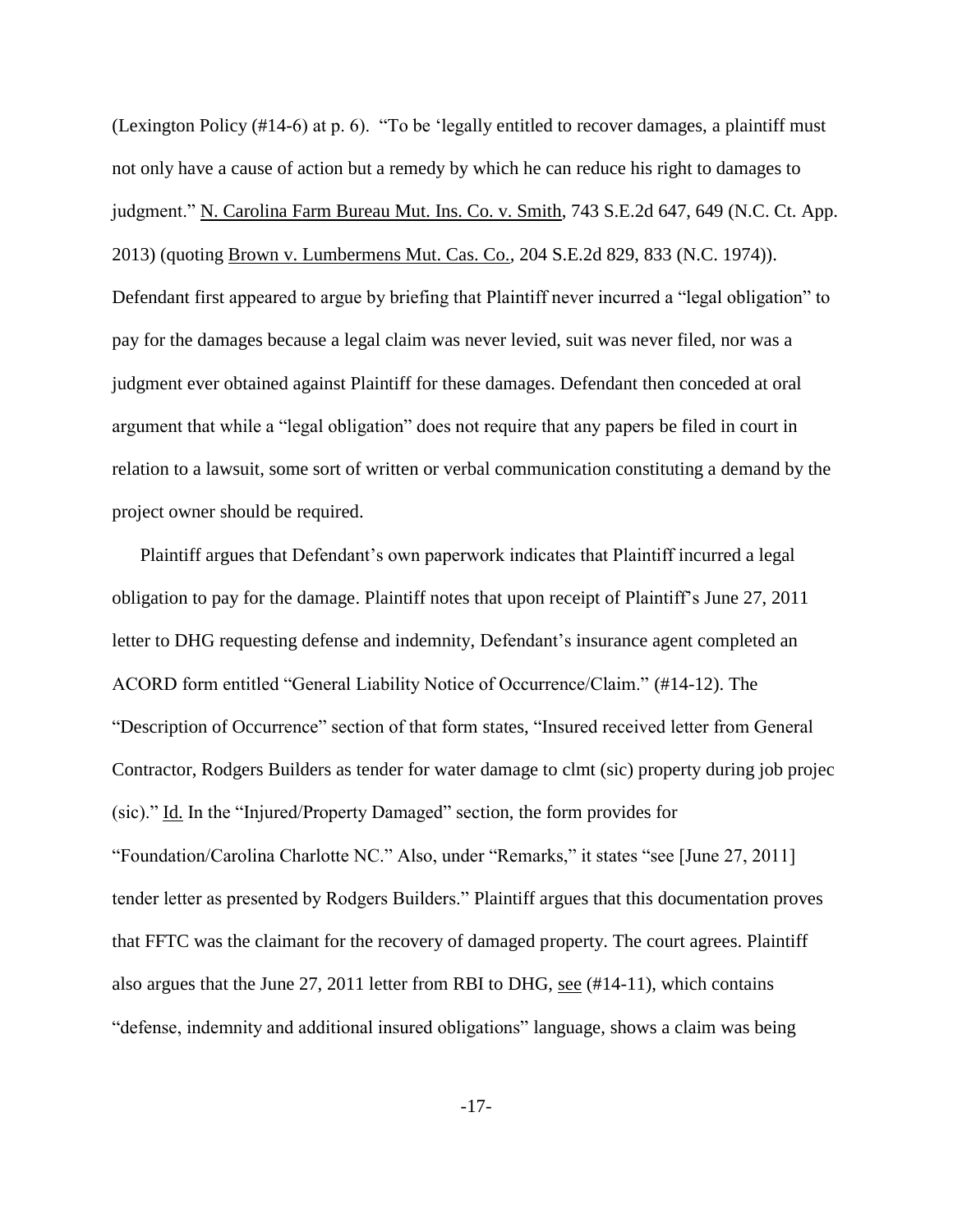(Lexington Policy (#14-6) at p. 6). "To be 'legally entitled to recover damages, a plaintiff must not only have a cause of action but a remedy by which he can reduce his right to damages to judgment." N. Carolina Farm Bureau Mut. Ins. Co. v. Smith, 743 S.E.2d 647, 649 (N.C. Ct. App. 2013) (quoting Brown v. Lumbermens Mut. Cas. Co., 204 S.E.2d 829, 833 (N.C. 1974)). Defendant first appeared to argue by briefing that Plaintiff never incurred a "legal obligation" to pay for the damages because a legal claim was never levied, suit was never filed, nor was a judgment ever obtained against Plaintiff for these damages. Defendant then conceded at oral argument that while a "legal obligation" does not require that any papers be filed in court in relation to a lawsuit, some sort of written or verbal communication constituting a demand by the project owner should be required.

Plaintiff argues that Defendant's own paperwork indicates that Plaintiff incurred a legal obligation to pay for the damage. Plaintiff notes that upon receipt of Plaintiff's June 27, 2011 letter to DHG requesting defense and indemnity, Defendant's insurance agent completed an ACORD form entitled "General Liability Notice of Occurrence/Claim." (#14-12). The "Description of Occurrence" section of that form states, "Insured received letter from General Contractor, Rodgers Builders as tender for water damage to clmt (sic) property during job projec (sic)." Id. In the "Injured/Property Damaged" section, the form provides for "Foundation/Carolina Charlotte NC." Also, under "Remarks," it states "see [June 27, 2011] tender letter as presented by Rodgers Builders." Plaintiff argues that this documentation proves that FFTC was the claimant for the recovery of damaged property. The court agrees. Plaintiff also argues that the June 27, 2011 letter from RBI to DHG, see (#14-11), which contains "defense, indemnity and additional insured obligations" language, shows a claim was being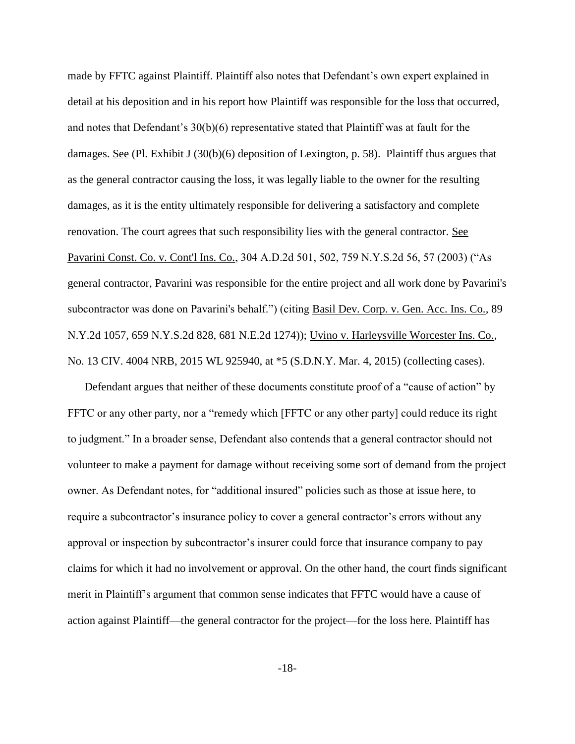made by FFTC against Plaintiff. Plaintiff also notes that Defendant's own expert explained in detail at his deposition and in his report how Plaintiff was responsible for the loss that occurred, and notes that Defendant's 30(b)(6) representative stated that Plaintiff was at fault for the damages. See (Pl. Exhibit J (30(b)(6) deposition of Lexington, p. 58). Plaintiff thus argues that as the general contractor causing the loss, it was legally liable to the owner for the resulting damages, as it is the entity ultimately responsible for delivering a satisfactory and complete renovation. The court agrees that such responsibility lies with the general contractor. See Pavarini Const. Co. v. Cont'l Ins. Co., 304 A.D.2d 501, 502, 759 N.Y.S.2d 56, 57 (2003) ("As general contractor, Pavarini was responsible for the entire project and all work done by Pavarini's subcontractor was done on Pavarini's behalf.") (citing Basil Dev. Corp. v. Gen. Acc. Ins. Co., 89 N.Y.2d 1057, 659 N.Y.S.2d 828, 681 N.E.2d 1274)); Uvino v. Harleysville Worcester Ins. Co., No. 13 CIV. 4004 NRB, 2015 WL 925940, at *5 (S.D.N.Y. Mar. 4, 2015) (collecting cases).

Defendant argues that neither of these documents constitute proof of a "cause of action" by FFTC or any other party, nor a "remedy which [FFTC or any other party] could reduce its right to judgment." In a broader sense, Defendant also contends that a general contractor should not volunteer to make a payment for damage without receiving some sort of demand from the project owner. As Defendant notes, for "additional insured" policies such as those at issue here, to require a subcontractor's insurance policy to cover a general contractor's errors without any approval or inspection by subcontractor's insurer could force that insurance company to pay claims for which it had no involvement or approval. On the other hand, the court finds significant merit in Plaintiff's argument that common sense indicates that FFTC would have a cause of action against Plaintiff—the general contractor for the project—for the loss here. Plaintiff has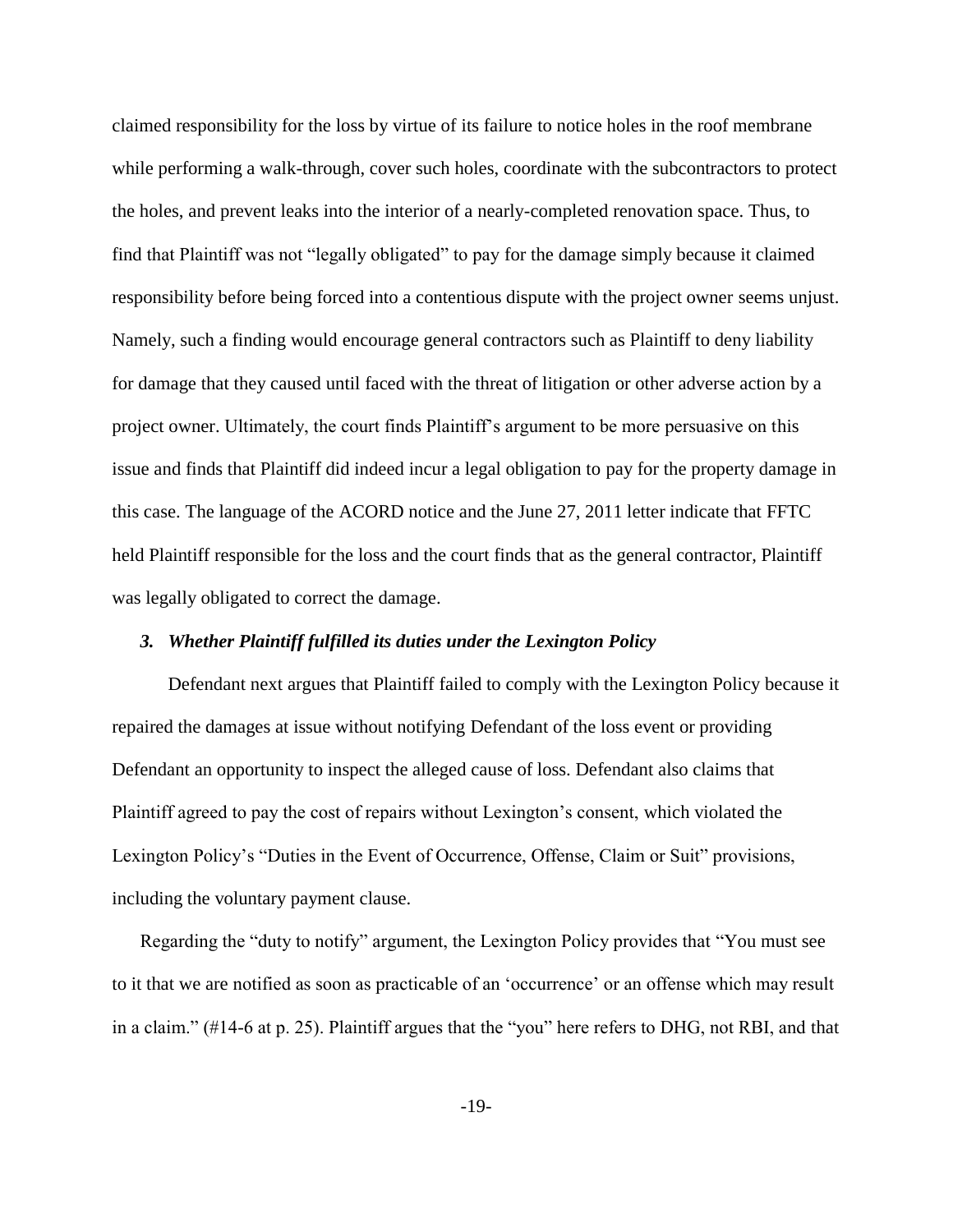claimed responsibility for the loss by virtue of its failure to notice holes in the roof membrane while performing a walk-through, cover such holes, coordinate with the subcontractors to protect the holes, and prevent leaks into the interior of a nearly-completed renovation space. Thus, to find that Plaintiff was not "legally obligated" to pay for the damage simply because it claimed responsibility before being forced into a contentious dispute with the project owner seems unjust. Namely, such a finding would encourage general contractors such as Plaintiff to deny liability for damage that they caused until faced with the threat of litigation or other adverse action by a project owner. Ultimately, the court finds Plaintiff's argument to be more persuasive on this issue and finds that Plaintiff did indeed incur a legal obligation to pay for the property damage in this case. The language of the ACORD notice and the June 27, 2011 letter indicate that FFTC held Plaintiff responsible for the loss and the court finds that as the general contractor, Plaintiff was legally obligated to correct the damage.

### *3. Whether Plaintiff fulfilled its duties under the Lexington Policy*

Defendant next argues that Plaintiff failed to comply with the Lexington Policy because it repaired the damages at issue without notifying Defendant of the loss event or providing Defendant an opportunity to inspect the alleged cause of loss. Defendant also claims that Plaintiff agreed to pay the cost of repairs without Lexington's consent, which violated the Lexington Policy's "Duties in the Event of Occurrence, Offense, Claim or Suit" provisions, including the voluntary payment clause.

Regarding the "duty to notify" argument, the Lexington Policy provides that "You must see to it that we are notified as soon as practicable of an 'occurrence' or an offense which may result in a claim." (#14-6 at p. 25). Plaintiff argues that the "you" here refers to DHG, not RBI, and that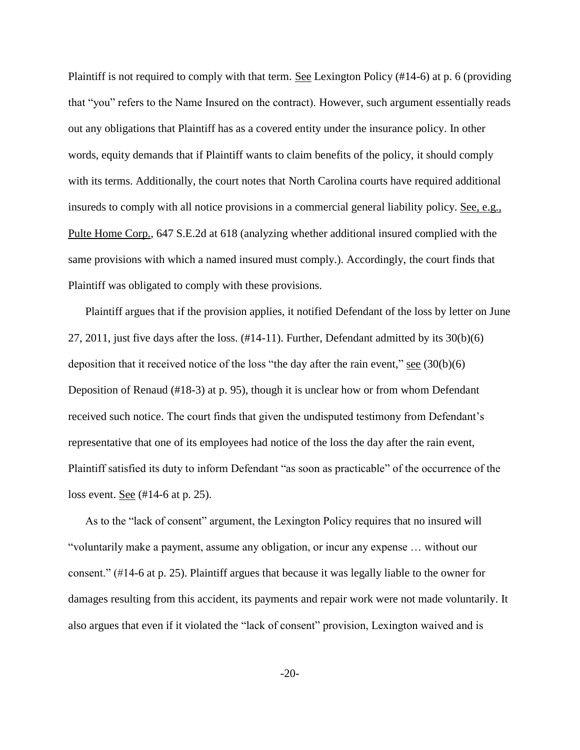Plaintiff is not required to comply with that term. See Lexington Policy (#14-6) at p. 6 (providing that "you" refers to the Name Insured on the contract). However, such argument essentially reads out any obligations that Plaintiff has as a covered entity under the insurance policy. In other words, equity demands that if Plaintiff wants to claim benefits of the policy, it should comply with its terms. Additionally, the court notes that North Carolina courts have required additional insureds to comply with all notice provisions in a commercial general liability policy. See, e.g., Pulte Home Corp., 647 S.E.2d at 618 (analyzing whether additional insured complied with the same provisions with which a named insured must comply.). Accordingly, the court finds that Plaintiff was obligated to comply with these provisions.

Plaintiff argues that if the provision applies, it notified Defendant of the loss by letter on June 27, 2011, just five days after the loss. (#14-11). Further, Defendant admitted by its 30(b)(6) deposition that it received notice of the loss "the day after the rain event," see (30(b)(6) Deposition of Renaud (#18-3) at p. 95), though it is unclear how or from whom Defendant received such notice. The court finds that given the undisputed testimony from Defendant's representative that one of its employees had notice of the loss the day after the rain event, Plaintiff satisfied its duty to inform Defendant "as soon as practicable" of the occurrence of the loss event. See (#14-6 at p. 25).

As to the "lack of consent" argument, the Lexington Policy requires that no insured will "voluntarily make a payment, assume any obligation, or incur any expense … without our consent." (#14-6 at p. 25). Plaintiff argues that because it was legally liable to the owner for damages resulting from this accident, its payments and repair work were not made voluntarily. It also argues that even if it violated the "lack of consent" provision, Lexington waived and is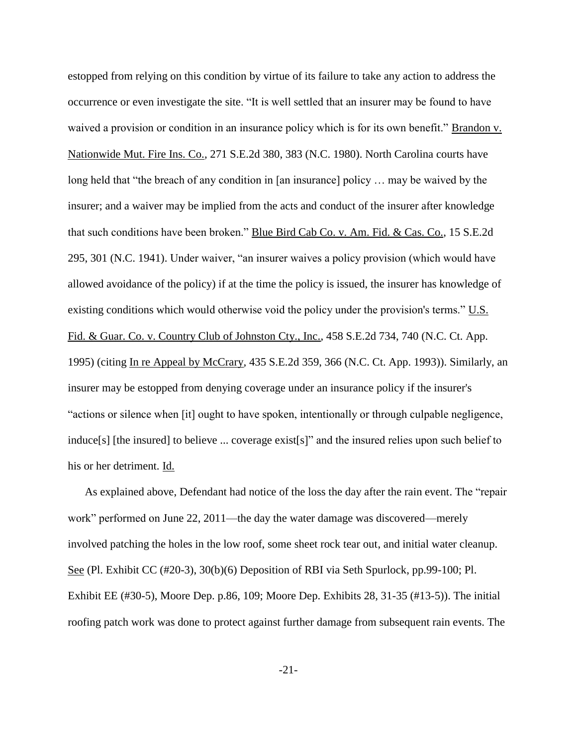estopped from relying on this condition by virtue of its failure to take any action to address the occurrence or even investigate the site. "It is well settled that an insurer may be found to have waived a provision or condition in an insurance policy which is for its own benefit." Brandon v. Nationwide Mut. Fire Ins. Co., 271 S.E.2d 380, 383 (N.C. 1980). North Carolina courts have long held that "the breach of any condition in [an insurance] policy … may be waived by the insurer; and a waiver may be implied from the acts and conduct of the insurer after knowledge that such conditions have been broken." Blue Bird Cab Co. v. Am. Fid. & Cas. Co., 15 S.E.2d 295, 301 (N.C. 1941). Under waiver, "an insurer waives a policy provision (which would have allowed avoidance of the policy) if at the time the policy is issued, the insurer has knowledge of existing conditions which would otherwise void the policy under the provision's terms." U.S. Fid. & Guar. Co. v. Country Club of Johnston Cty., Inc., 458 S.E.2d 734, 740 (N.C. Ct. App. 1995) (citing In re Appeal by McCrary, 435 S.E.2d 359, 366 (N.C. Ct. App. 1993)). Similarly, an insurer may be estopped from denying coverage under an insurance policy if the insurer's "actions or silence when [it] ought to have spoken, intentionally or through culpable negligence, induce[s] [the insured] to believe ... coverage exist[s]" and the insured relies upon such belief to his or her detriment. Id.

As explained above, Defendant had notice of the loss the day after the rain event. The "repair work" performed on June 22, 2011—the day the water damage was discovered—merely involved patching the holes in the low roof, some sheet rock tear out, and initial water cleanup. See (Pl. Exhibit CC (#20-3), 30(b)(6) Deposition of RBI via Seth Spurlock, pp.99-100; Pl. Exhibit EE (#30-5), Moore Dep. p.86, 109; Moore Dep. Exhibits 28, 31-35 (#13-5)). The initial roofing patch work was done to protect against further damage from subsequent rain events. The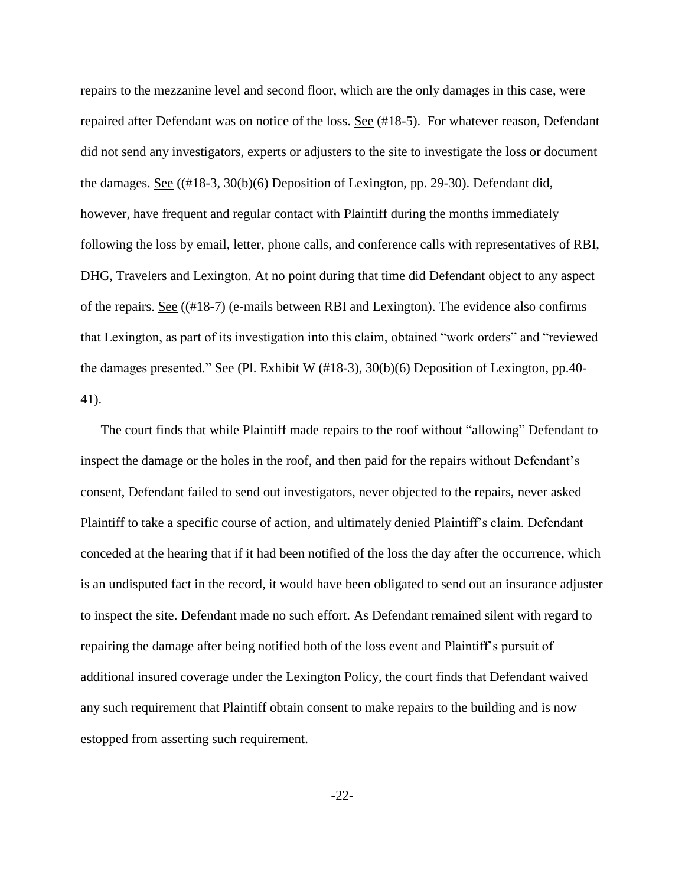repairs to the mezzanine level and second floor, which are the only damages in this case, were repaired after Defendant was on notice of the loss. See (#18-5). For whatever reason, Defendant did not send any investigators, experts or adjusters to the site to investigate the loss or document the damages. See ((#18-3, 30(b)(6) Deposition of Lexington, pp. 29-30). Defendant did, however, have frequent and regular contact with Plaintiff during the months immediately following the loss by email, letter, phone calls, and conference calls with representatives of RBI, DHG, Travelers and Lexington. At no point during that time did Defendant object to any aspect of the repairs. See ((#18-7) (e-mails between RBI and Lexington). The evidence also confirms that Lexington, as part of its investigation into this claim, obtained "work orders" and "reviewed the damages presented." See (Pl. Exhibit W (#18-3), 30(b)(6) Deposition of Lexington, pp.40-41).

The court finds that while Plaintiff made repairs to the roof without "allowing" Defendant to inspect the damage or the holes in the roof, and then paid for the repairs without Defendant's consent, Defendant failed to send out investigators, never objected to the repairs, never asked Plaintiff to take a specific course of action, and ultimately denied Plaintiff's claim. Defendant conceded at the hearing that if it had been notified of the loss the day after the occurrence, which is an undisputed fact in the record, it would have been obligated to send out an insurance adjuster to inspect the site. Defendant made no such effort. As Defendant remained silent with regard to repairing the damage after being notified both of the loss event and Plaintiff's pursuit of additional insured coverage under the Lexington Policy, the court finds that Defendant waived any such requirement that Plaintiff obtain consent to make repairs to the building and is now estopped from asserting such requirement.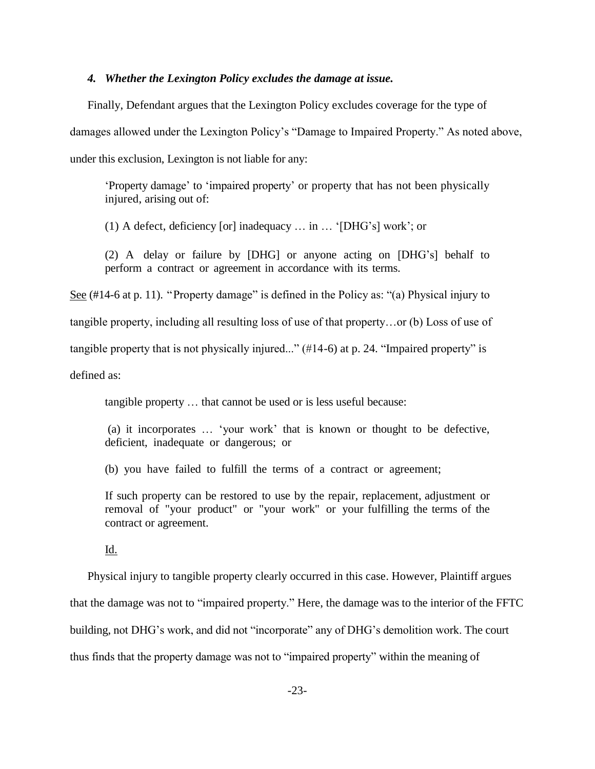### *4. Whether the Lexington Policy excludes the damage at issue.*

Finally, Defendant argues that the Lexington Policy excludes coverage for the type of damages allowed under the Lexington Policy's "Damage to Impaired Property." As noted above, under this exclusion, Lexington is not liable for any:

> 'Property damage' to 'impaired property' or property that has not been physically injured, arising out of:
>
> (1) A defect, deficiency [or] inadequacy … in … '[DHG's] work'; or
>
> (2) A delay or failure by [DHG] or anyone acting on [DHG's] behalf to perform a contract or agreement in accordance with its terms.

See (#14-6 at p. 11). "Property damage" is defined in the Policy as: "(a) Physical injury to tangible property, including all resulting loss of use of that property…or (b) Loss of use of tangible property that is not physically injured..." (#14-6) at p. 24. "Impaired property" is defined as:

> tangible property … that cannot be used or is less useful because:
>
> (a) it incorporates … 'your work' that is known or thought to be defective, deficient, inadequate or dangerous; or
>
> (b) you have failed to fulfill the terms of a contract or agreement;
>
> If such property can be restored to use by the repair, replacement, adjustment or removal of "your product" or "your work" or your fulfilling the terms of the contract or agreement.
>
> Id.

Physical injury to tangible property clearly occurred in this case. However, Plaintiff argues that the damage was not to "impaired property." Here, the damage was to the interior of the FFTC building, not DHG's work, and did not "incorporate" any of DHG's demolition work. The court thus finds that the property damage was not to "impaired property" within the meaning of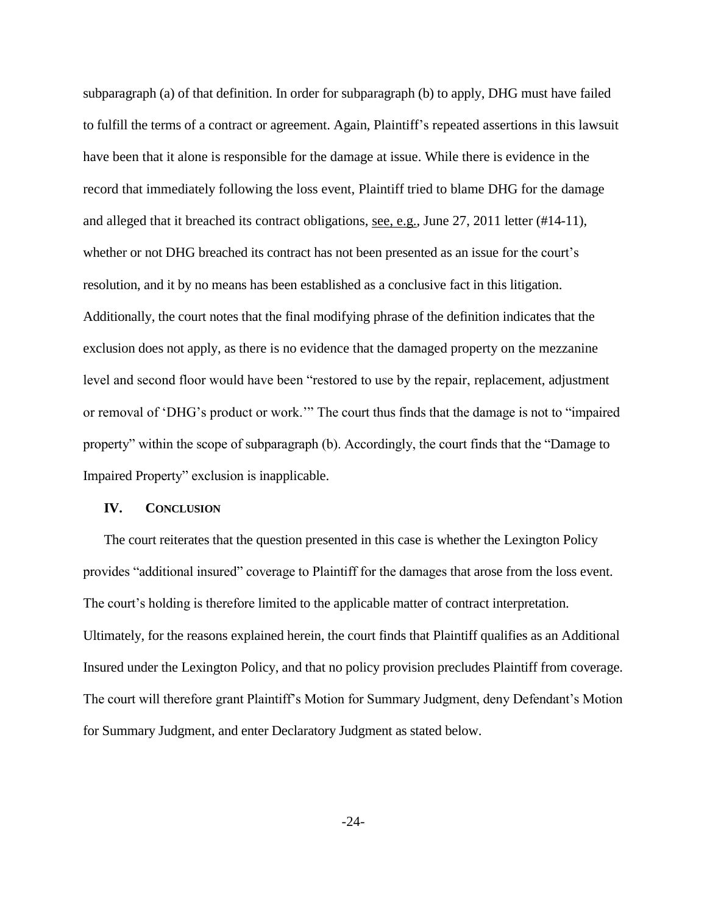subparagraph (a) of that definition. In order for subparagraph (b) to apply, DHG must have failed to fulfill the terms of a contract or agreement. Again, Plaintiff's repeated assertions in this lawsuit have been that it alone is responsible for the damage at issue. While there is evidence in the record that immediately following the loss event, Plaintiff tried to blame DHG for the damage and alleged that it breached its contract obligations, see, e.g., June 27, 2011 letter (#14-11), whether or not DHG breached its contract has not been presented as an issue for the court's resolution, and it by no means has been established as a conclusive fact in this litigation. Additionally, the court notes that the final modifying phrase of the definition indicates that the exclusion does not apply, as there is no evidence that the damaged property on the mezzanine level and second floor would have been "restored to use by the repair, replacement, adjustment or removal of 'DHG's product or work.'" The court thus finds that the damage is not to "impaired property" within the scope of subparagraph (b). Accordingly, the court finds that the "Damage to Impaired Property" exclusion is inapplicable.

## IV. CONCLUSION

The court reiterates that the question presented in this case is whether the Lexington Policy provides "additional insured" coverage to Plaintiff for the damages that arose from the loss event. The court's holding is therefore limited to the applicable matter of contract interpretation. Ultimately, for the reasons explained herein, the court finds that Plaintiff qualifies as an Additional Insured under the Lexington Policy, and that no policy provision precludes Plaintiff from coverage. The court will therefore grant Plaintiff's Motion for Summary Judgment, deny Defendant's Motion for Summary Judgment, and enter Declaratory Judgment as stated below.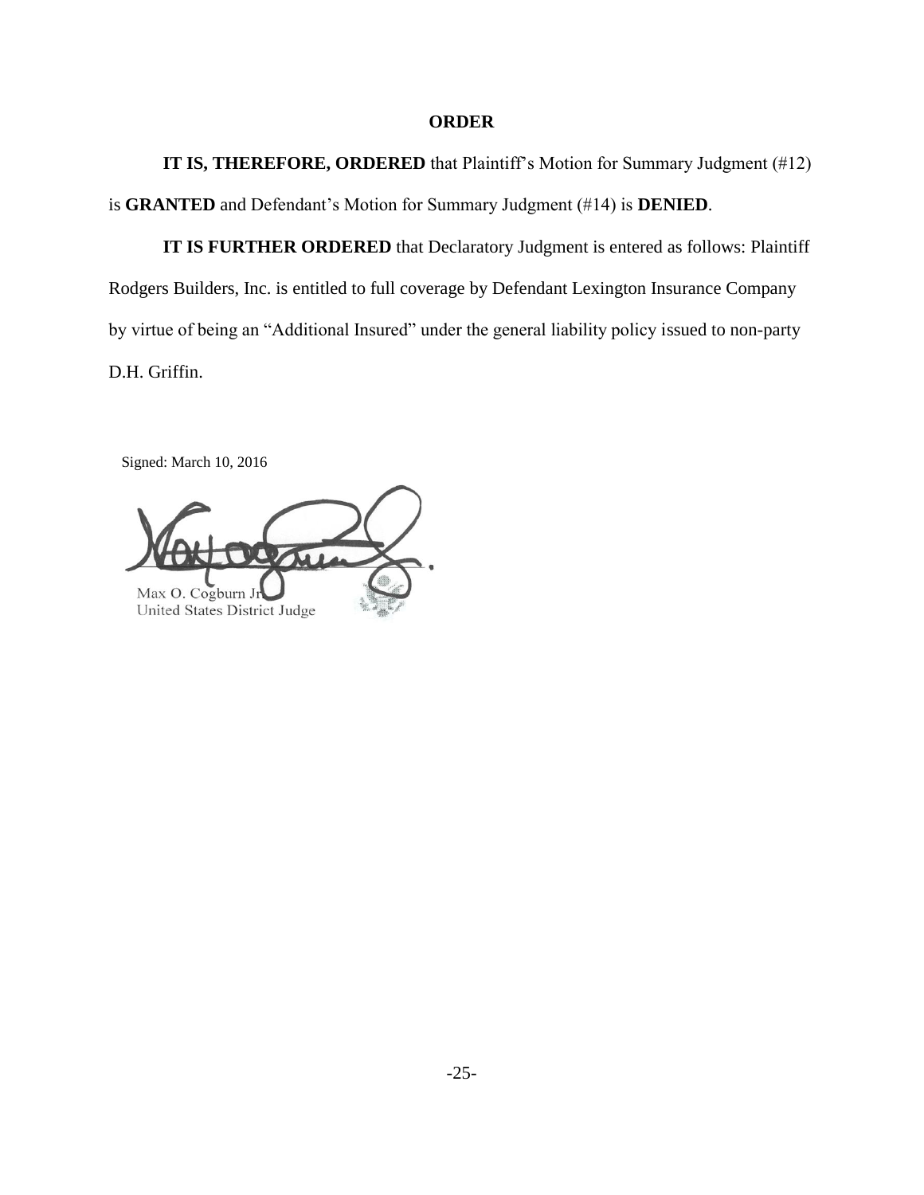## ORDER

**IT IS, THEREFORE, ORDERED** that Plaintiff's Motion for Summary Judgment (#12) is **GRANTED** and Defendant's Motion for Summary Judgment (#14) is **DENIED**.

**IT IS FURTHER ORDERED** that Declaratory Judgment is entered as follows: Plaintiff Rodgers Builders, Inc. is entitled to full coverage by Defendant Lexington Insurance Company by virtue of being an "Additional Insured" under the general liability policy issued to non-party D.H. Griffin.

Signed: March 10, 2016

Max O. Cogburn Jr.
United States District Judge